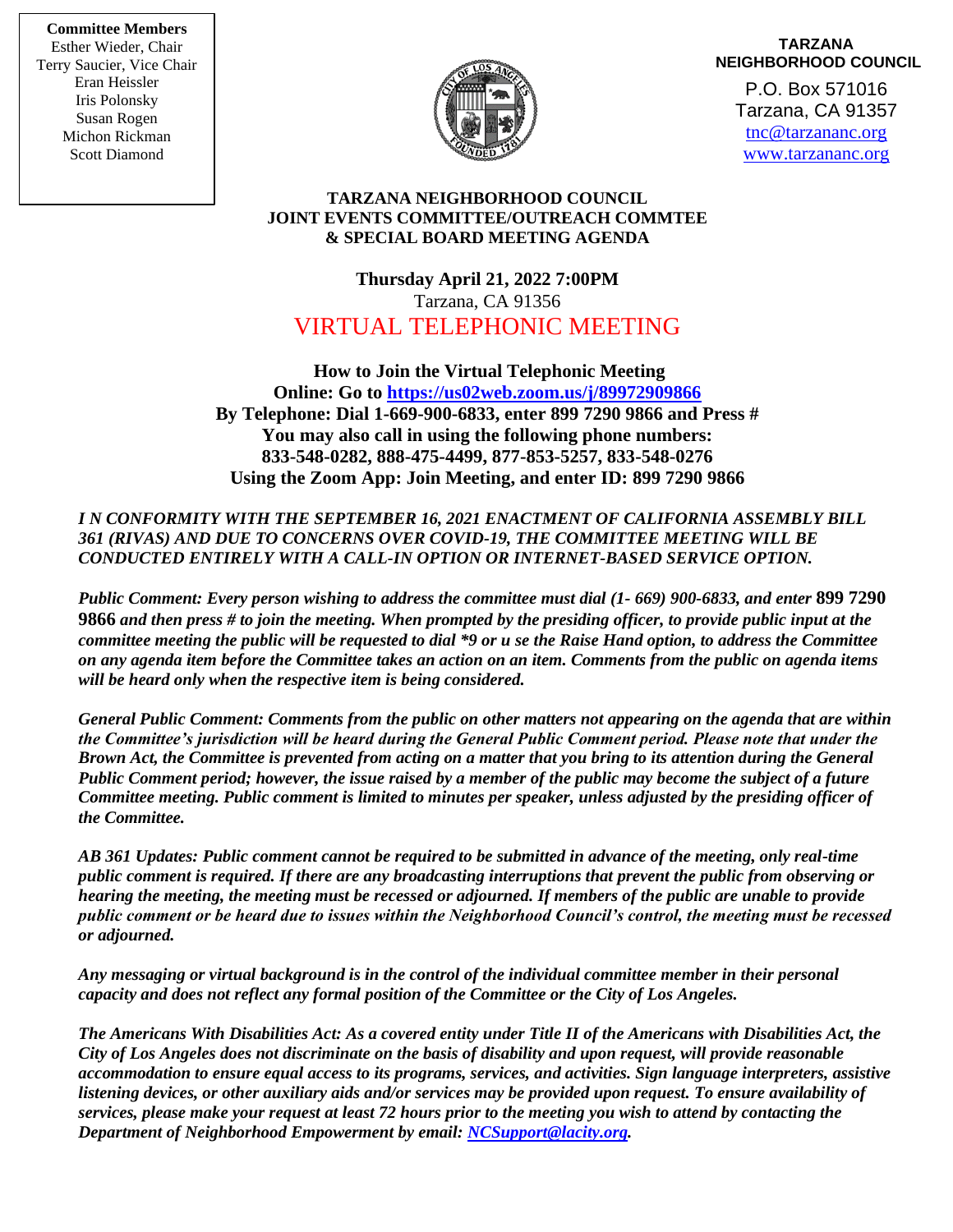**Committee Members**
Esther Wieder, Chair
Terry Saucier, Vice Chair
Eran Heissler
Iris Polonsky
Susan Rogen
Michon Rickman
Scott Diamond

**TARZANA NEIGHBORHOOD COUNCIL**
P.O. Box 571016
Tarzana, CA 91357
tnc@tarzananc.org
www.tarzananc.org

# TARZANA NEIGHBORHOOD COUNCIL JOINT EVENTS COMMITTEE/OUTREACH COMMTEE & SPECIAL BOARD MEETING AGENDA

**Thursday April 21, 2022 7:00PM**
Tarzana, CA 91356
VIRTUAL TELEPHONIC MEETING

**How to Join the Virtual Telephonic Meeting**
**Online: Go to https://us02web.zoom.us/j/89972909866**
**By Telephone: Dial 1-669-900-6833, enter 899 7290 9866 and Press #**
**You may also call in using the following phone numbers:**
**833-548-0282, 888-475-4499, 877-853-5257, 833-548-0276**
**Using the Zoom App: Join Meeting, and enter ID: 899 7290 9866**

***I N CONFORMITY WITH THE SEPTEMBER 16, 2021 ENACTMENT OF CALIFORNIA ASSEMBLY BILL 361 (RIVAS) AND DUE TO CONCERNS OVER COVID-19, THE COMMITTEE MEETING WILL BE CONDUCTED ENTIRELY WITH A CALL-IN OPTION OR INTERNET-BASED SERVICE OPTION.***

***Public Comment: Every person wishing to address the committee must dial (1- 669) 900-6833, and enter 899 7290 9866 and then press # to join the meeting. When prompted by the presiding officer, to provide public input at the committee meeting the public will be requested to dial *9 or u se the Raise Hand option, to address the Committee on any agenda item before the Committee takes an action on an item. Comments from the public on agenda items will be heard only when the respective item is being considered.***

***General Public Comment: Comments from the public on other matters not appearing on the agenda that are within the Committee's jurisdiction will be heard during the General Public Comment period. Please note that under the Brown Act, the Committee is prevented from acting on a matter that you bring to its attention during the General Public Comment period; however, the issue raised by a member of the public may become the subject of a future Committee meeting. Public comment is limited to minutes per speaker, unless adjusted by the presiding officer of the Committee.***

***AB 361 Updates: Public comment cannot be required to be submitted in advance of the meeting, only real-time public comment is required. If there are any broadcasting interruptions that prevent the public from observing or hearing the meeting, the meeting must be recessed or adjourned. If members of the public are unable to provide public comment or be heard due to issues within the Neighborhood Council's control, the meeting must be recessed or adjourned.***

***Any messaging or virtual background is in the control of the individual committee member in their personal capacity and does not reflect any formal position of the Committee or the City of Los Angeles.***

***The Americans With Disabilities Act: As a covered entity under Title II of the Americans with Disabilities Act, the City of Los Angeles does not discriminate on the basis of disability and upon request, will provide reasonable accommodation to ensure equal access to its programs, services, and activities. Sign language interpreters, assistive listening devices, or other auxiliary aids and/or services may be provided upon request. To ensure availability of services, please make your request at least 72 hours prior to the meeting you wish to attend by contacting the Department of Neighborhood Empowerment by email: NCSupport@lacity.org.***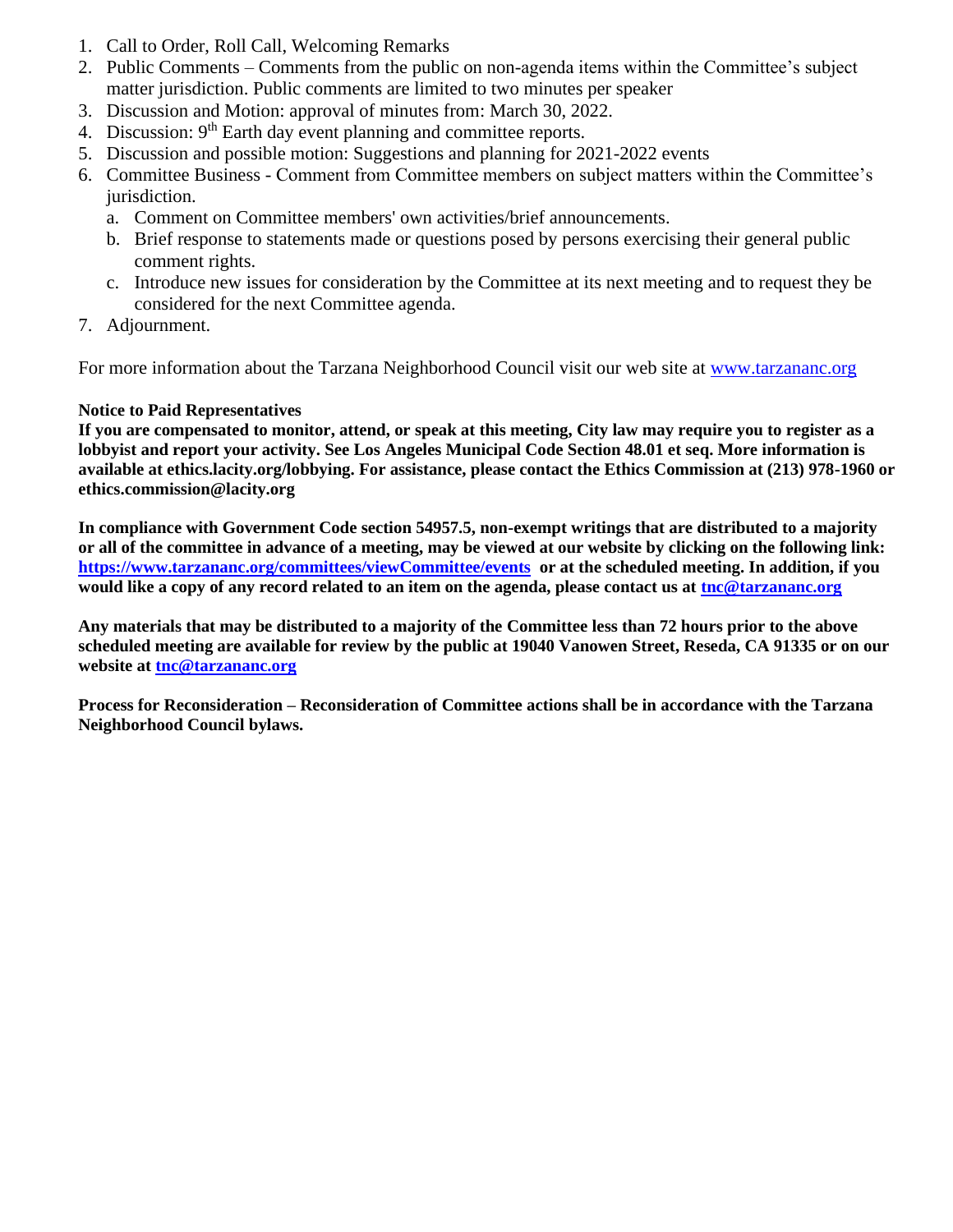1. Call to Order, Roll Call, Welcoming Remarks
2. Public Comments – Comments from the public on non-agenda items within the Committee's subject matter jurisdiction. Public comments are limited to two minutes per speaker
3. Discussion and Motion: approval of minutes from: March 30, 2022.
4. Discussion: 9th Earth day event planning and committee reports.
5. Discussion and possible motion: Suggestions and planning for 2021-2022 events
6. Committee Business - Comment from Committee members on subject matters within the Committee's jurisdiction.
   a. Comment on Committee members' own activities/brief announcements.
   b. Brief response to statements made or questions posed by persons exercising their general public comment rights.
   c. Introduce new issues for consideration by the Committee at its next meeting and to request they be considered for the next Committee agenda.
7. Adjournment.

For more information about the Tarzana Neighborhood Council visit our web site at [www.tarzananc.org](www.tarzananc.org)

**Notice to Paid Representatives**
**If you are compensated to monitor, attend, or speak at this meeting, City law may require you to register as a lobbyist and report your activity. See Los Angeles Municipal Code Section 48.01 et seq. More information is available at ethics.lacity.org/lobbying. For assistance, please contact the Ethics Commission at (213) 978-1960 or ethics.commission@lacity.org**

**In compliance with Government Code section 54957.5, non-exempt writings that are distributed to a majority or all of the committee in advance of a meeting, may be viewed at our website by clicking on the following link: [https://www.tarzananc.org/committees/viewCommittee/events](https://www.tarzananc.org/committees/viewCommittee/events) or at the scheduled meeting. In addition, if you would like a copy of any record related to an item on the agenda, please contact us at [tnc@tarzananc.org](mailto:tnc@tarzananc.org)**

**Any materials that may be distributed to a majority of the Committee less than 72 hours prior to the above scheduled meeting are available for review by the public at 19040 Vanowen Street, Reseda, CA 91335 or on our website at [tnc@tarzananc.org](mailto:tnc@tarzananc.org)**

**Process for Reconsideration – Reconsideration of Committee actions shall be in accordance with the Tarzana Neighborhood Council bylaws.**